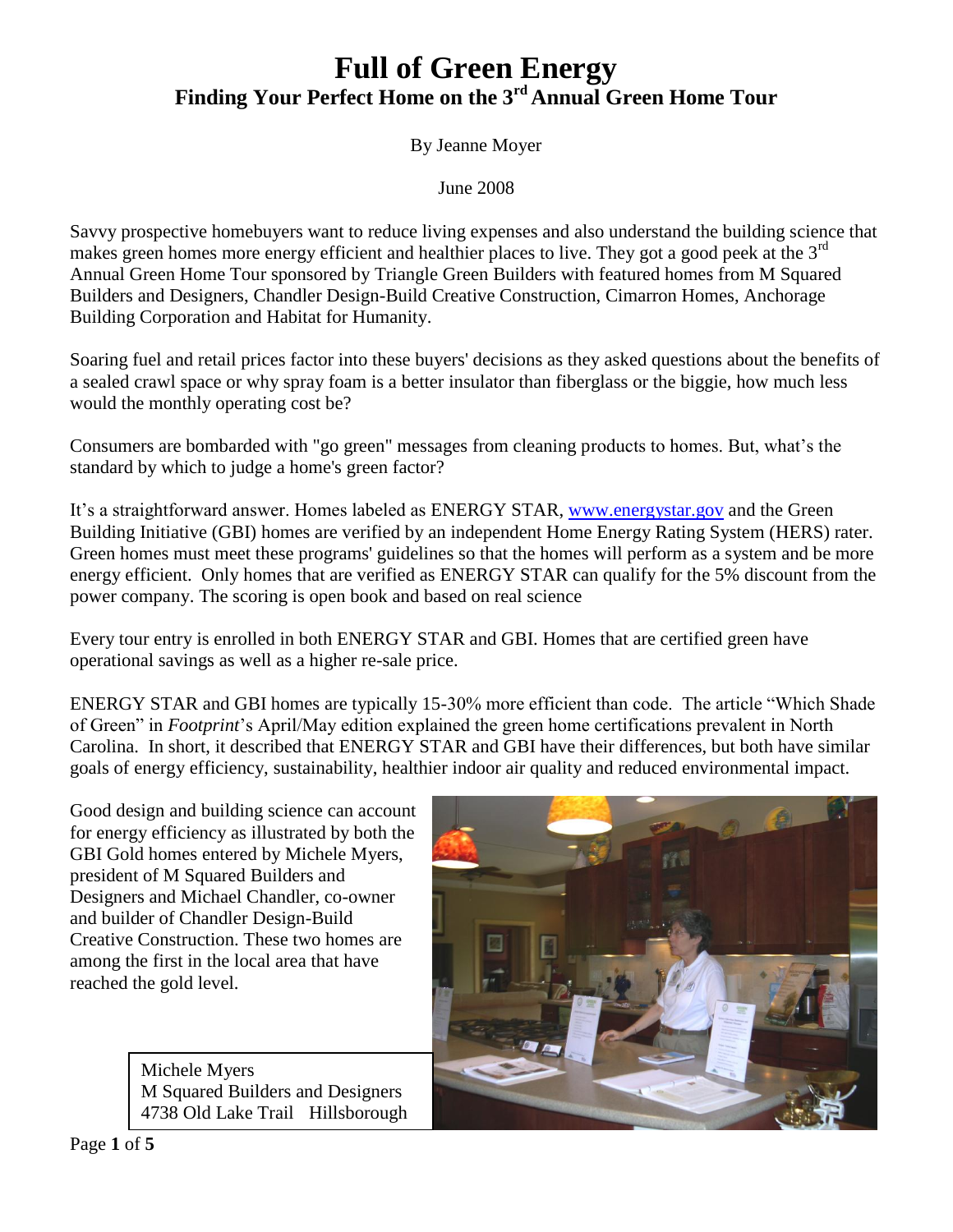# Full of Green Energy

## Finding Your Perfect Home on the 3rd Annual Green Home Tour

By Jeanne Moyer

June 2008

Savvy prospective homebuyers want to reduce living expenses and also understand the building science that makes green homes more energy efficient and healthier places to live. They got a good peek at the 3rd Annual Green Home Tour sponsored by Triangle Green Builders with featured homes from M Squared Builders and Designers, Chandler Design-Build Creative Construction, Cimarron Homes, Anchorage Building Corporation and Habitat for Humanity.

Soaring fuel and retail prices factor into these buyers' decisions as they asked questions about the benefits of a sealed crawl space or why spray foam is a better insulator than fiberglass or the biggie, how much less would the monthly operating cost be?

Consumers are bombarded with "go green" messages from cleaning products to homes. But, what's the standard by which to judge a home's green factor?

It's a straightforward answer. Homes labeled as ENERGY STAR, [www.energystar.gov](http://www.energystar.gov) and the Green Building Initiative (GBI) homes are verified by an independent Home Energy Rating System (HERS) rater. Green homes must meet these programs' guidelines so that the homes will perform as a system and be more energy efficient. Only homes that are verified as ENERGY STAR can qualify for the 5% discount from the power company. The scoring is open book and based on real science

Every tour entry is enrolled in both ENERGY STAR and GBI. Homes that are certified green have operational savings as well as a higher re-sale price.

ENERGY STAR and GBI homes are typically 15-30% more efficient than code. The article "Which Shade of Green" in *Footprint*'s April/May edition explained the green home certifications prevalent in North Carolina. In short, it described that ENERGY STAR and GBI have their differences, but both have similar goals of energy efficiency, sustainability, healthier indoor air quality and reduced environmental impact.

Good design and building science can account for energy efficiency as illustrated by both the GBI Gold homes entered by Michele Myers, president of M Squared Builders and Designers and Michael Chandler, co-owner and builder of Chandler Design-Build Creative Construction. These two homes are among the first in the local area that have reached the gold level.

Michele Myers
M Squared Builders and Designers
4738 Old Lake Trail Hillsborough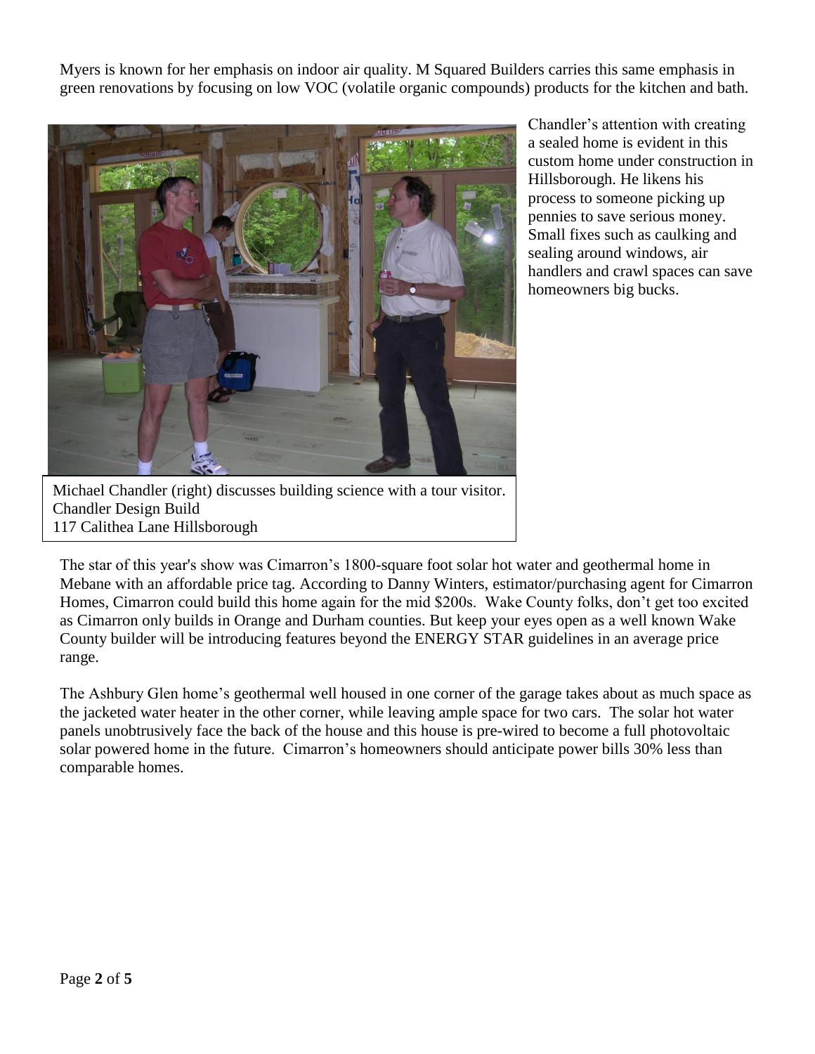Myers is known for her emphasis on indoor air quality. M Squared Builders carries this same emphasis in green renovations by focusing on low VOC (volatile organic compounds) products for the kitchen and bath.

Michael Chandler (right) discusses building science with a tour visitor.
Chandler Design Build
117 Calithea Lane Hillsborough

Chandler's attention with creating a sealed home is evident in this custom home under construction in Hillsborough. He likens his process to someone picking up pennies to save serious money. Small fixes such as caulking and sealing around windows, air handlers and crawl spaces can save homeowners big bucks.

The star of this year's show was Cimarron's 1800-square foot solar hot water and geothermal home in Mebane with an affordable price tag. According to Danny Winters, estimator/purchasing agent for Cimarron Homes, Cimarron could build this home again for the mid $200s. Wake County folks, don't get too excited as Cimarron only builds in Orange and Durham counties. But keep your eyes open as a well known Wake County builder will be introducing features beyond the ENERGY STAR guidelines in an average price range.

The Ashbury Glen home's geothermal well housed in one corner of the garage takes about as much space as the jacketed water heater in the other corner, while leaving ample space for two cars. The solar hot water panels unobtrusively face the back of the house and this house is pre-wired to become a full photovoltaic solar powered home in the future. Cimarron's homeowners should anticipate power bills 30% less than comparable homes.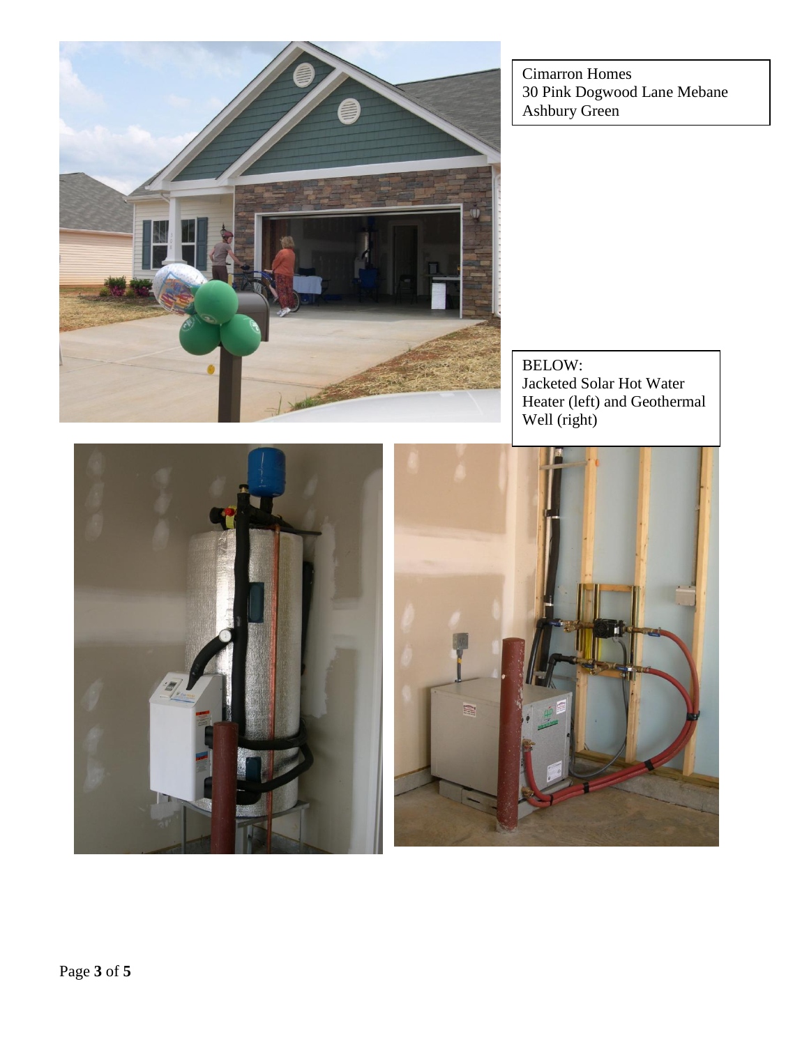Cimarron Homes
30 Pink Dogwood Lane Mebane
Ashbury Green

BELOW:
Jacketed Solar Hot Water Heater (left) and Geothermal Well (right)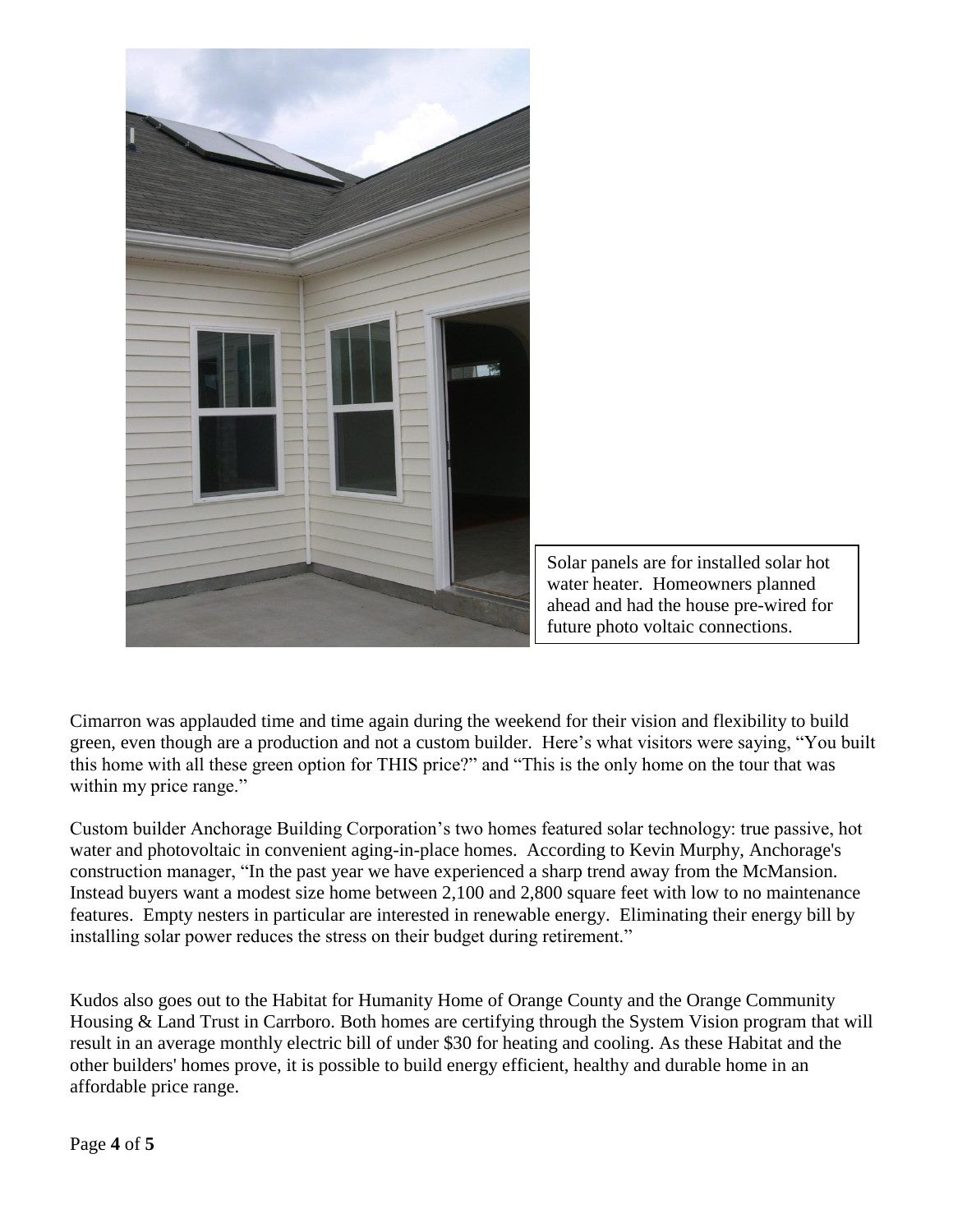Solar panels are for installed solar hot water heater. Homeowners planned ahead and had the house pre-wired for future photo voltaic connections.

Cimarron was applauded time and time again during the weekend for their vision and flexibility to build green, even though are a production and not a custom builder. Here's what visitors were saying, "You built this home with all these green option for THIS price?" and "This is the only home on the tour that was within my price range."

Custom builder Anchorage Building Corporation's two homes featured solar technology: true passive, hot water and photovoltaic in convenient aging-in-place homes. According to Kevin Murphy, Anchorage's construction manager, "In the past year we have experienced a sharp trend away from the McMansion. Instead buyers want a modest size home between 2,100 and 2,800 square feet with low to no maintenance features. Empty nesters in particular are interested in renewable energy. Eliminating their energy bill by installing solar power reduces the stress on their budget during retirement."

Kudos also goes out to the Habitat for Humanity Home of Orange County and the Orange Community Housing & Land Trust in Carrboro. Both homes are certifying through the System Vision program that will result in an average monthly electric bill of under $30 for heating and cooling. As these Habitat and the other builders' homes prove, it is possible to build energy efficient, healthy and durable home in an affordable price range.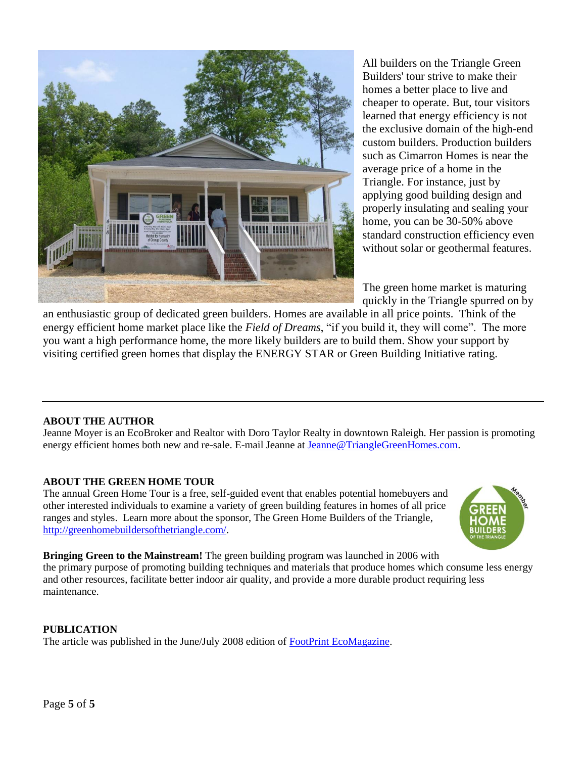All builders on the Triangle Green Builders' tour strive to make their homes a better place to live and cheaper to operate. But, tour visitors learned that energy efficiency is not the exclusive domain of the high-end custom builders. Production builders such as Cimarron Homes is near the average price of a home in the Triangle. For instance, just by applying good building design and properly insulating and sealing your home, you can be 30-50% above standard construction efficiency even without solar or geothermal features.

The green home market is maturing quickly in the Triangle spurred on by an enthusiastic group of dedicated green builders. Homes are available in all price points. Think of the energy efficient home market place like the *Field of Dreams*, "if you build it, they will come". The more you want a high performance home, the more likely builders are to build them. Show your support by visiting certified green homes that display the ENERGY STAR or Green Building Initiative rating.

---

**ABOUT THE AUTHOR**

Jeanne Moyer is an EcoBroker and Realtor with Doro Taylor Realty in downtown Raleigh. Her passion is promoting energy efficient homes both new and re-sale. E-mail Jeanne at Jeanne@TriangleGreenHomes.com.

**ABOUT THE GREEN HOME TOUR**

The annual Green Home Tour is a free, self-guided event that enables potential homebuyers and other interested individuals to examine a variety of green building features in homes of all price ranges and styles. Learn more about the sponsor, The Green Home Builders of the Triangle, http://greenhomebuildersofthetriangle.com/.

**Bringing Green to the Mainstream!** The green building program was launched in 2006 with the primary purpose of promoting building techniques and materials that produce homes which consume less energy and other resources, facilitate better indoor air quality, and provide a more durable product requiring less maintenance.

**PUBLICATION**

The article was published in the June/July 2008 edition of FootPrint EcoMagazine.